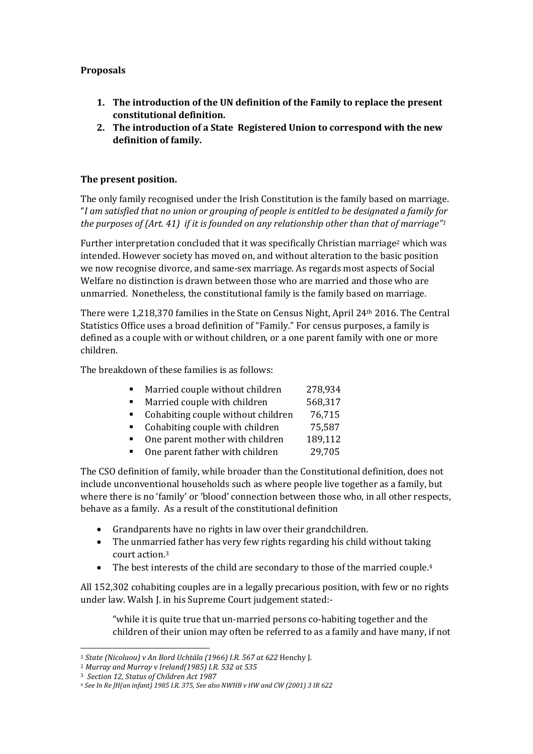**Proposals**

1. **The introduction of the UN definition of the Family to replace the present constitutional definition.**
2. **The introduction of a State Registered Union to correspond with the new definition of family.**

**The present position.**

The only family recognised under the Irish Constitution is the family based on marriage. "*I am satisfied that no union or grouping of people is entitled to be designated a family for the purposes of (Art. 41) if it is founded on any relationship other than that of marriage"*[1]

Further interpretation concluded that it was specifically Christian marriage[2] which was intended. However society has moved on, and without alteration to the basic position we now recognise divorce, and same-sex marriage. As regards most aspects of Social Welfare no distinction is drawn between those who are married and those who are unmarried. Nonetheless, the constitutional family is the family based on marriage.

There were 1,218,370 families in the State on Census Night, April 24th 2016. The Central Statistics Office uses a broad definition of "Family." For census purposes, a family is defined as a couple with or without children, or a one parent family with one or more children.

The breakdown of these families is as follows:

| | |
|---|---:|
| Married couple without children | 278,934 |
| Married couple with children | 568,317 |
| Cohabiting couple without children | 76,715 |
| Cohabiting couple with children | 75,587 |
| One parent mother with children | 189,112 |
| One parent father with children | 29,705 |

The CSO definition of family, while broader than the Constitutional definition, does not include unconventional households such as where people live together as a family, but where there is no 'family' or 'blood' connection between those who, in all other respects, behave as a family. As a result of the constitutional definition

- Grandparents have no rights in law over their grandchildren.
- The unmarried father has very few rights regarding his child without taking court action.[3]
- The best interests of the child are secondary to those of the married couple.[4]

All 152,302 cohabiting couples are in a legally precarious position, with few or no rights under law. Walsh J. in his Supreme Court judgement stated:-

> "while it is quite true that un-married persons co-habiting together and the children of their union may often be referred to as a family and have many, if not

---

[1] *State (Nicolaou) v An Bord Uchtála (1966) I.R. 567 at 622* Henchy J.

[2] *Murray and Murray v Ireland(1985) I.R. 532 at 535*

[3] *Section 12, Status of Children Act 1987*

[4] *See In Re JH(an infant) 1985 I.R. 375, See also NWHB v HW and CW (2001) 3 IR 622*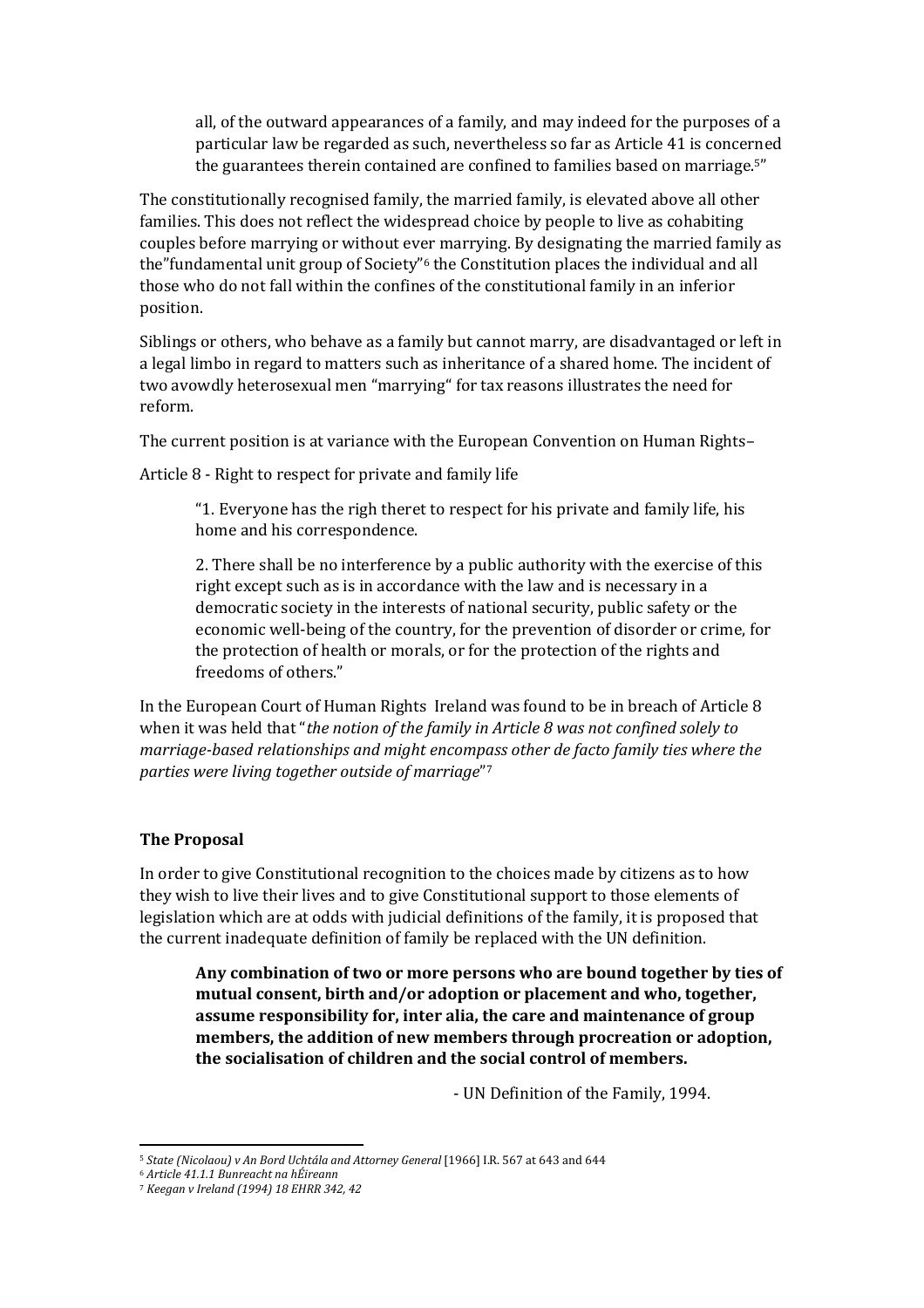> all, of the outward appearances of a family, and may indeed for the purposes of a particular law be regarded as such, nevertheless so far as Article 41 is concerned the guarantees therein contained are confined to families based on marriage.[5]"

The constitutionally recognised family, the married family, is elevated above all other families. This does not reflect the widespread choice by people to live as cohabiting couples before marrying or without ever marrying. By designating the married family as the"fundamental unit group of Society"[6] the Constitution places the individual and all those who do not fall within the confines of the constitutional family in an inferior position.

Siblings or others, who behave as a family but cannot marry, are disadvantaged or left in a legal limbo in regard to matters such as inheritance of a shared home. The incident of two avowdly heterosexual men "marrying" for tax reasons illustrates the need for reform.

The current position is at variance with the European Convention on Human Rights–

Article 8 - Right to respect for private and family life

> "1. Everyone has the righ theret to respect for his private and family life, his home and his correspondence.
>
> 2. There shall be no interference by a public authority with the exercise of this right except such as is in accordance with the law and is necessary in a democratic society in the interests of national security, public safety or the economic well-being of the country, for the prevention of disorder or crime, for the protection of health or morals, or for the protection of the rights and freedoms of others."

In the European Court of Human Rights Ireland was found to be in breach of Article 8 when it was held that "*the notion of the family in Article 8 was not confined solely to marriage-based relationships and might encompass other de facto family ties where the parties were living together outside of marriage*"[7]

**The Proposal**

In order to give Constitutional recognition to the choices made by citizens as to how they wish to live their lives and to give Constitutional support to those elements of legislation which are at odds with judicial definitions of the family, it is proposed that the current inadequate definition of family be replaced with the UN definition.

> **Any combination of two or more persons who are bound together by ties of mutual consent, birth and/or adoption or placement and who, together, assume responsibility for, inter alia, the care and maintenance of group members, the addition of new members through procreation or adoption, the socialisation of children and the social control of members.**
>
> - UN Definition of the Family, 1994.

---

[5] *State (Nicolaou) v An Bord Uchtála and Attorney General* [1966] I.R. 567 at 643 and 644

[6] *Article 41.1.1 Bunreacht na hÉireann*

[7] *Keegan v Ireland (1994) 18 EHRR 342, 42*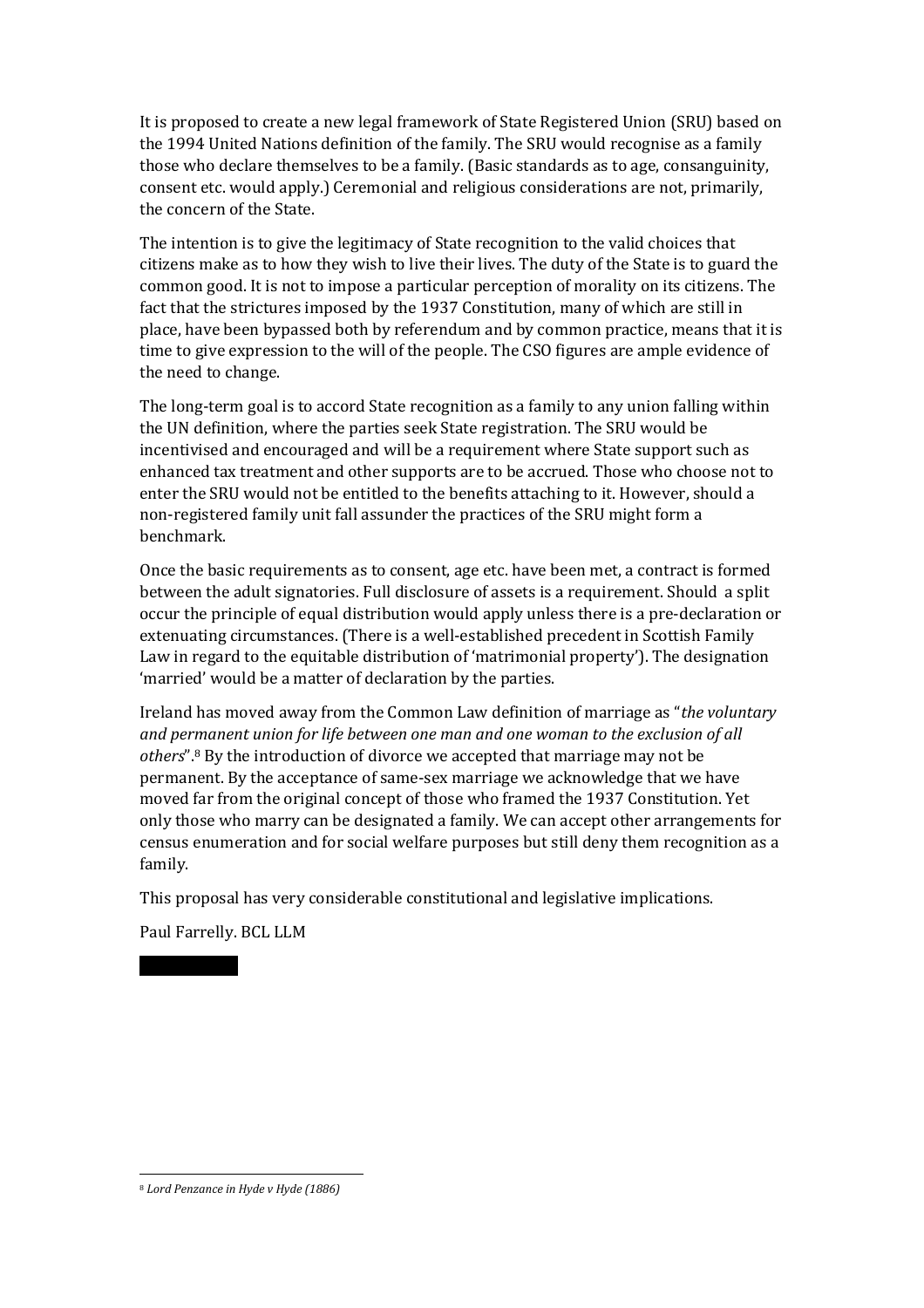It is proposed to create a new legal framework of State Registered Union (SRU) based on the 1994 United Nations definition of the family. The SRU would recognise as a family those who declare themselves to be a family. (Basic standards as to age, consanguinity, consent etc. would apply.) Ceremonial and religious considerations are not, primarily, the concern of the State.

The intention is to give the legitimacy of State recognition to the valid choices that citizens make as to how they wish to live their lives. The duty of the State is to guard the common good. It is not to impose a particular perception of morality on its citizens. The fact that the strictures imposed by the 1937 Constitution, many of which are still in place, have been bypassed both by referendum and by common practice, means that it is time to give expression to the will of the people. The CSO figures are ample evidence of the need to change.

The long-term goal is to accord State recognition as a family to any union falling within the UN definition, where the parties seek State registration. The SRU would be incentivised and encouraged and will be a requirement where State support such as enhanced tax treatment and other supports are to be accrued. Those who choose not to enter the SRU would not be entitled to the benefits attaching to it. However, should a non-registered family unit fall assunder the practices of the SRU might form a benchmark.

Once the basic requirements as to consent, age etc. have been met, a contract is formed between the adult signatories. Full disclosure of assets is a requirement. Should a split occur the principle of equal distribution would apply unless there is a pre-declaration or extenuating circumstances. (There is a well-established precedent in Scottish Family Law in regard to the equitable distribution of 'matrimonial property'). The designation 'married' would be a matter of declaration by the parties.

Ireland has moved away from the Common Law definition of marriage as "*the voluntary and permanent union for life between one man and one woman to the exclusion of all others*".[8] By the introduction of divorce we accepted that marriage may not be permanent. By the acceptance of same-sex marriage we acknowledge that we have moved far from the original concept of those who framed the 1937 Constitution. Yet only those who marry can be designated a family. We can accept other arrangements for census enumeration and for social welfare purposes but still deny them recognition as a family.

This proposal has very considerable constitutional and legislative implications.

Paul Farrelly. BCL LLM

[8] *Lord Penzance in Hyde v Hyde (1886)*